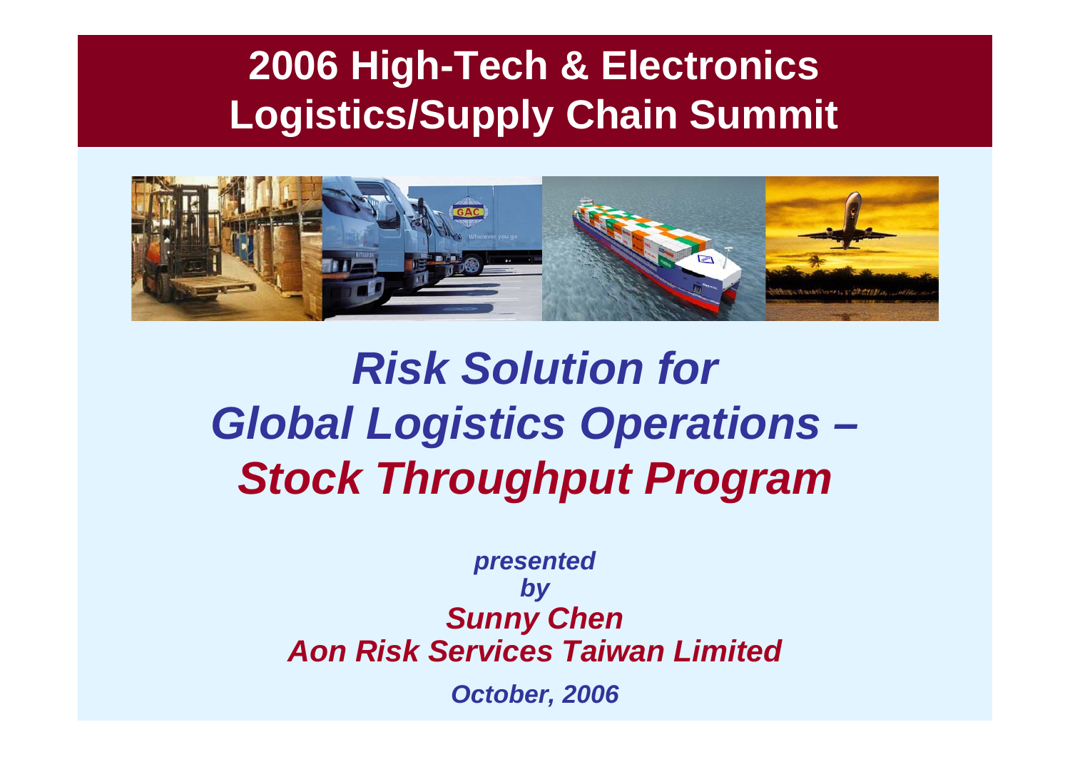# 2006 High-Tech & Electronics Logistics/Supply Chain Summit

## *Risk Solution for Global Logistics Operations – Stock Throughput Program*

***presented by***

***Sunny Chen***

***Aon Risk Services Taiwan Limited***

***October, 2006***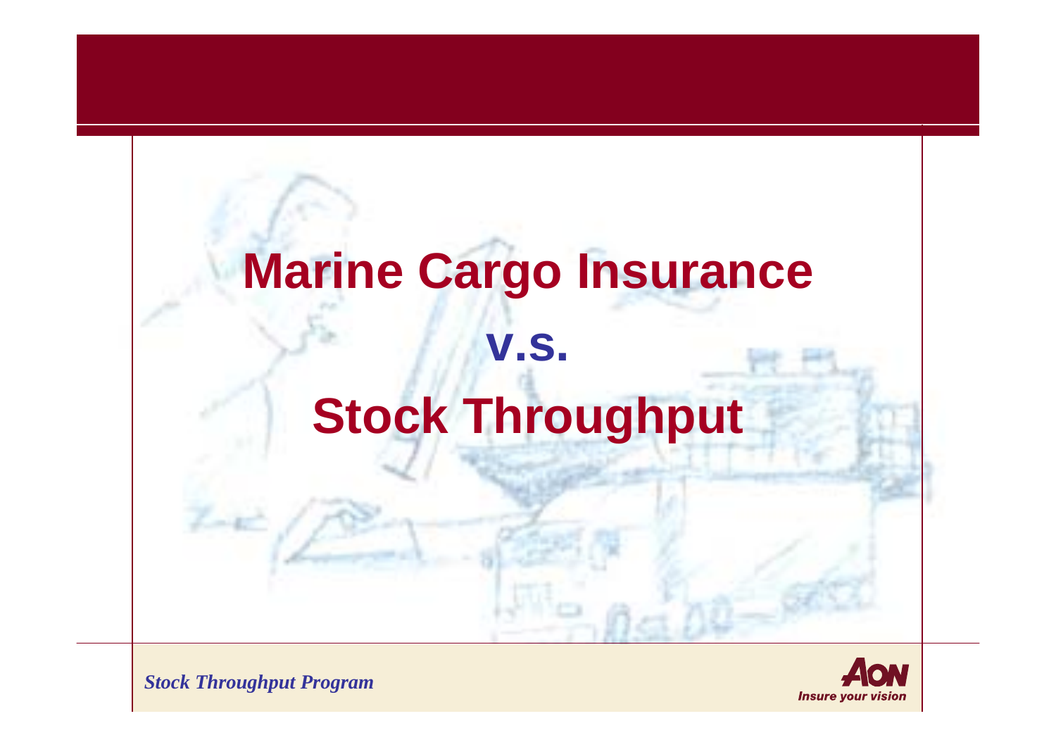# Marine Cargo Insurance

## v.s.

# Stock Throughput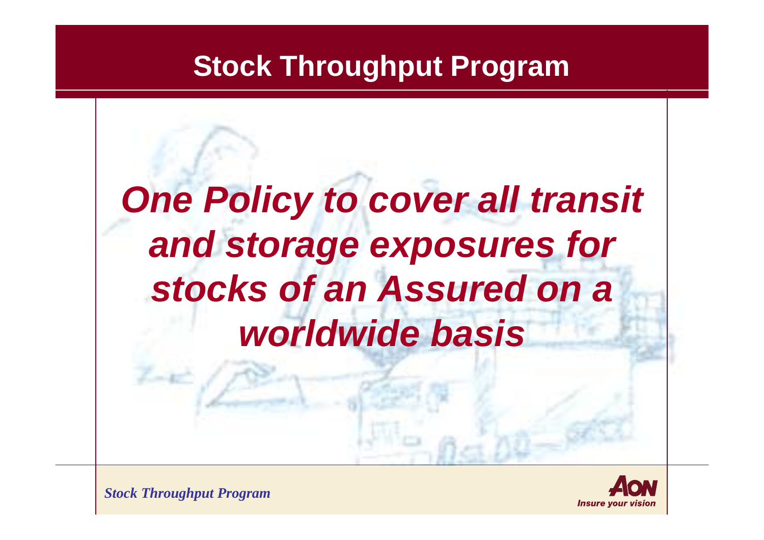# Stock Throughput Program

***One Policy to cover all transit and storage exposures for stocks of an Assured on a worldwide basis***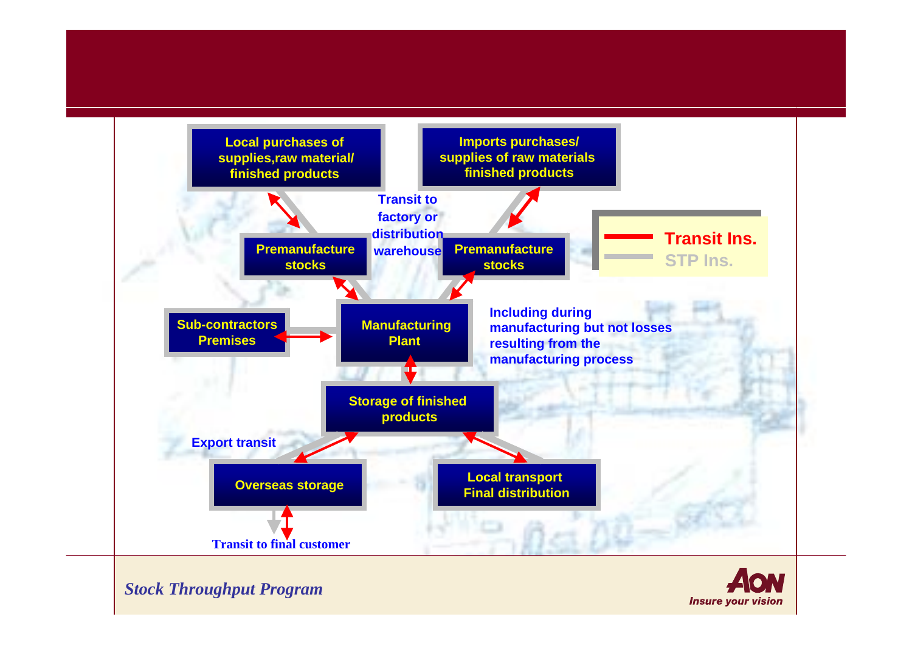**Local purchases of supplies,raw material/ finished products**

**Imports purchases/ supplies of raw materials finished products**

**Transit to factory or distribution warehouse**

**Premanufacture stocks**

**Premanufacture stocks**

- **Transit Ins.**
- **STP Ins.**

**Sub-contractors Premises**

**Manufacturing Plant**

**Including during manufacturing but not losses resulting from the manufacturing process**

**Storage of finished products**

**Export transit**

**Overseas storage**

**Local transport Final distribution**

**Transit to final customer**

*Stock Throughput Program*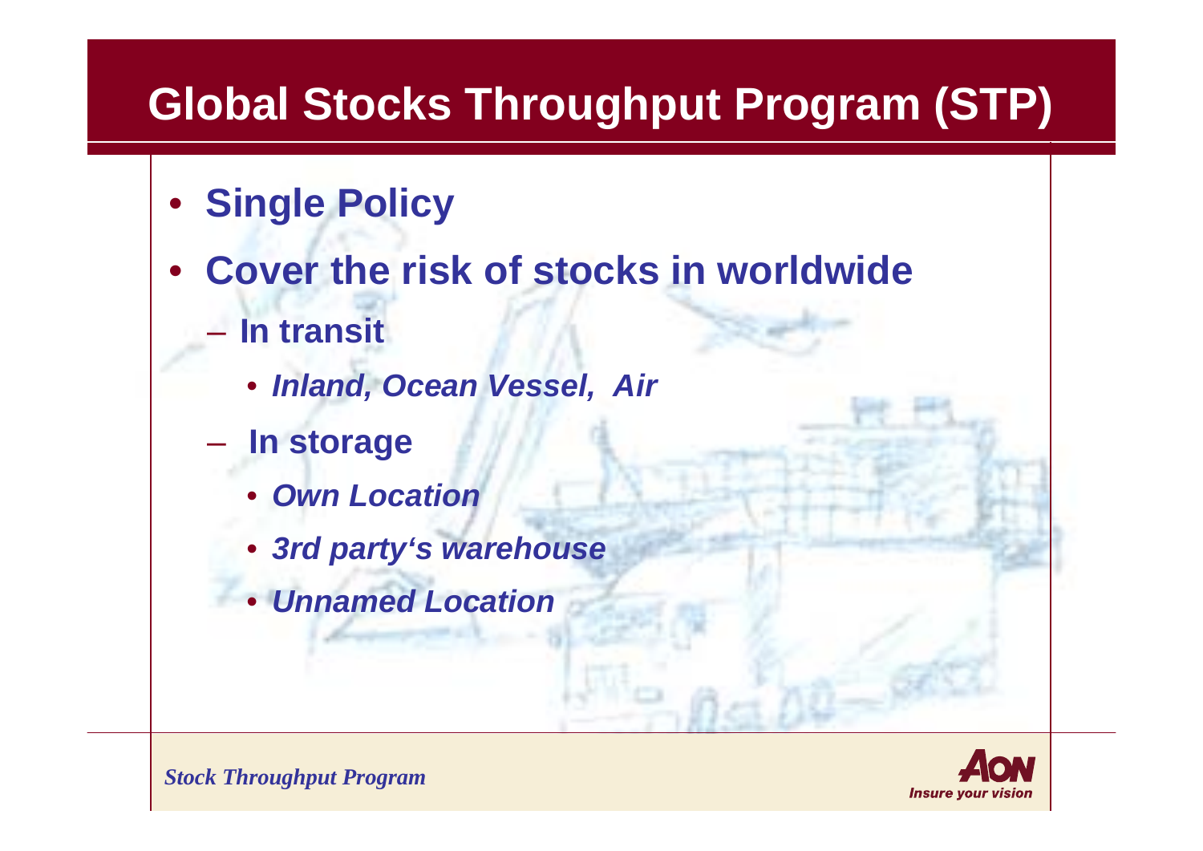# Global Stocks Throughput Program (STP)

- **Single Policy**
- **Cover the risk of stocks in worldwide**
  - **In transit**
    - ***Inland, Ocean Vessel, Air***
  - **In storage**
    - ***Own Location***
    - ***3rd party's warehouse***
    - ***Unnamed Location***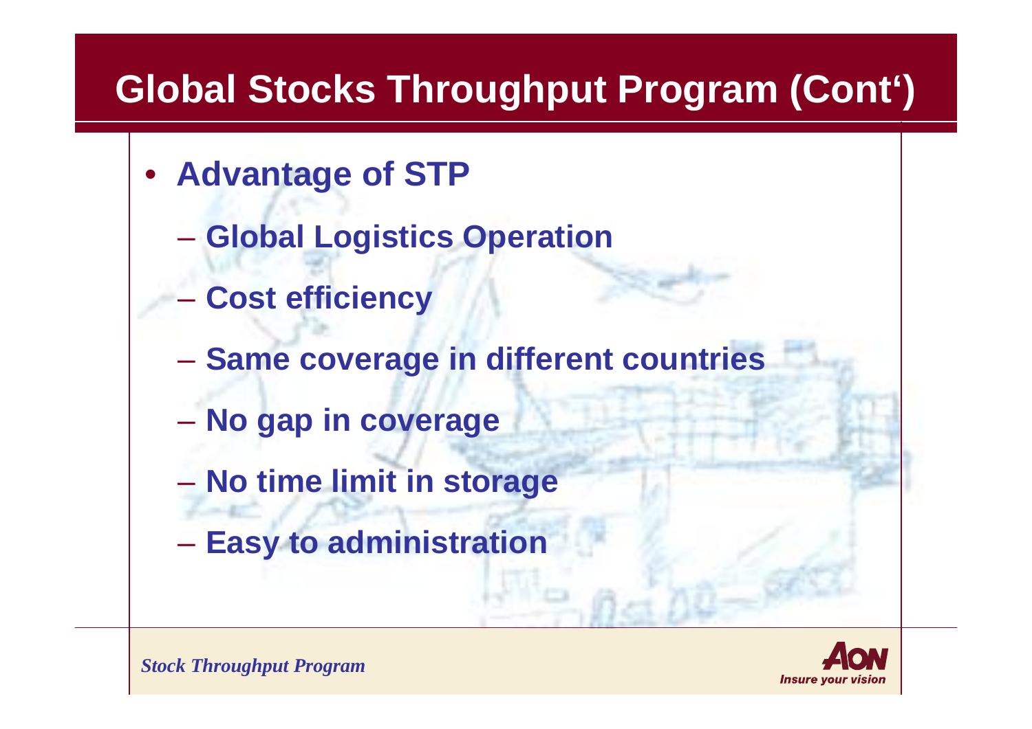# Global Stocks Throughput Program (Cont')

- **Advantage of STP**
  - **Global Logistics Operation**
  - **Cost efficiency**
  - **Same coverage in different countries**
  - **No gap in coverage**
  - **No time limit in storage**
  - **Easy to administration**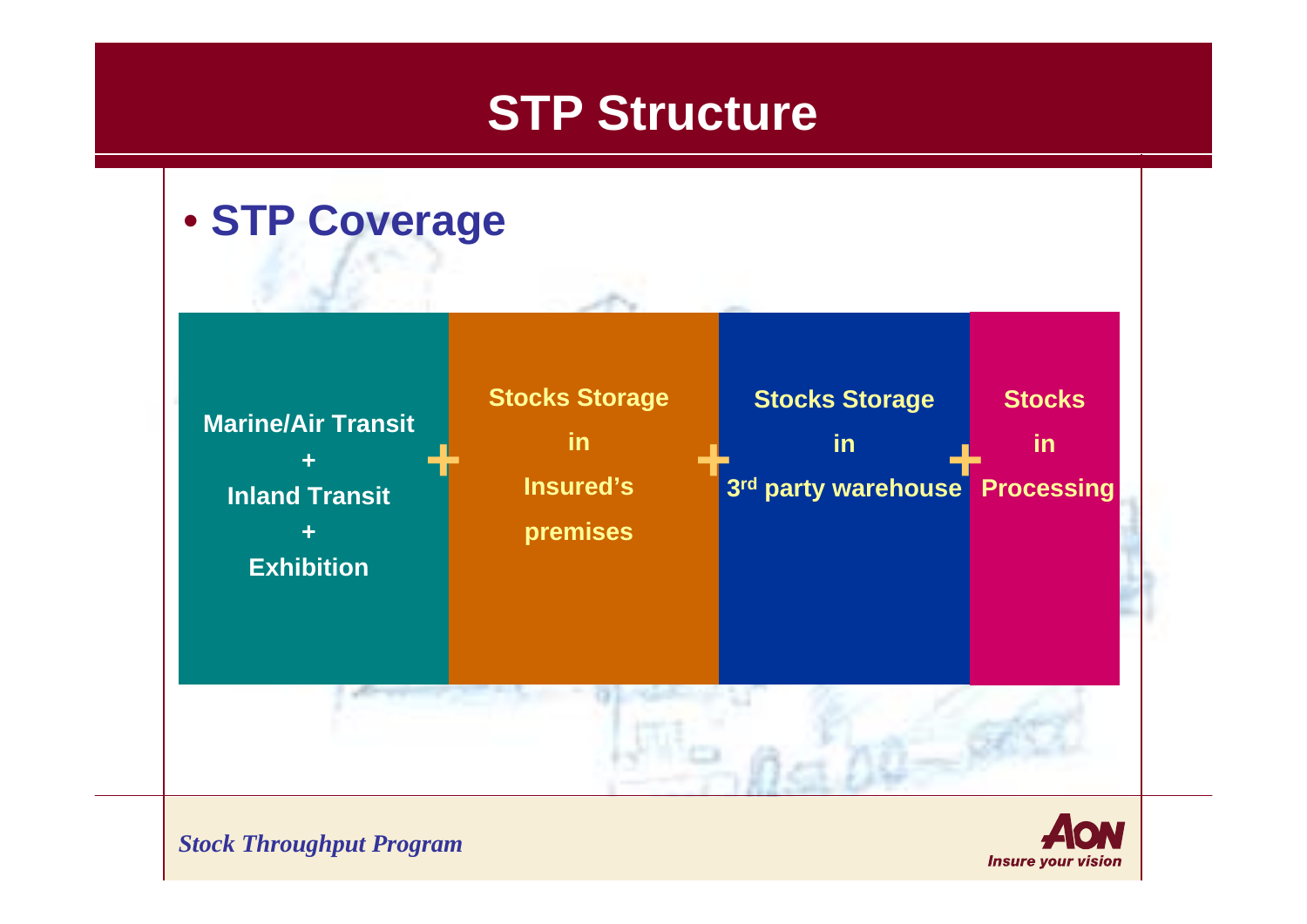# STP Structure

- **STP Coverage**

| Marine/Air Transit + Inland Transit + Exhibition | + | Stocks Storage in Insured's premises | + | Stocks Storage in 3rd party warehouse | + | Stocks in Processing |
|---|---|---|---|---|---|---|

*Stock Throughput Program*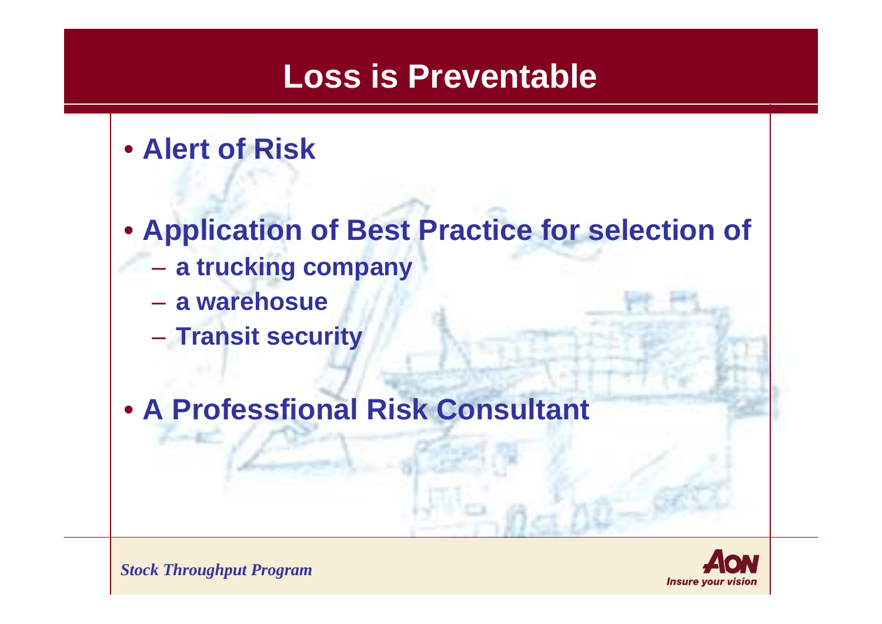# Loss is Preventable

- **Alert of Risk**
- **Application of Best Practice for selection of**
  - **a trucking company**
  - **a warehosue**
  - **Transit security**
- **A Professfional Risk Consultant**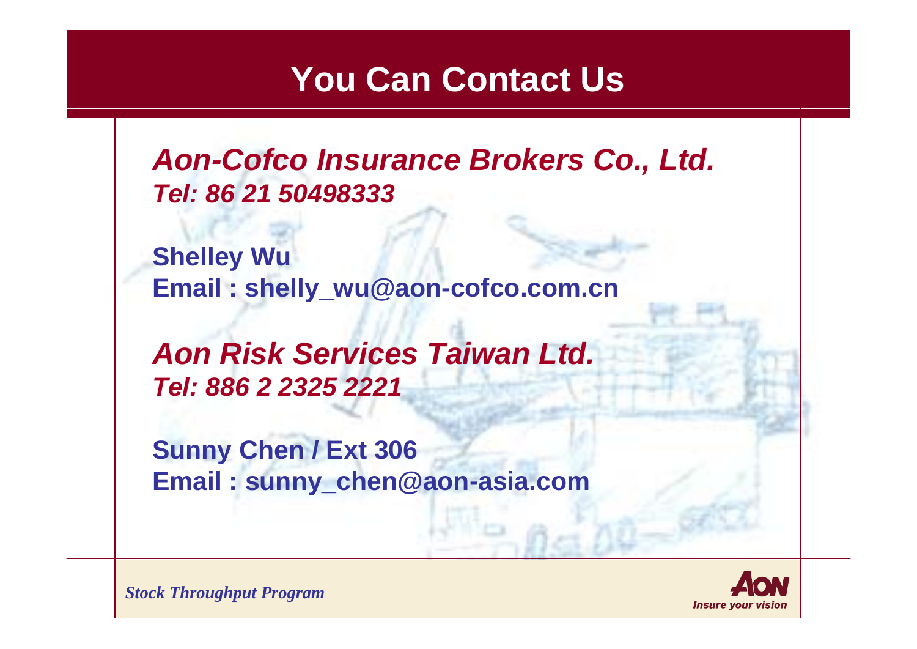# You Can Contact Us

***Aon-Cofco Insurance Brokers Co., Ltd.***
***Tel: 86 21 50498333***

**Shelley Wu**
**Email : shelly_wu@aon-cofco.com.cn**

***Aon Risk Services Taiwan Ltd.***
***Tel: 886 2 2325 2221***

**Sunny Chen / Ext 306**
**Email : sunny_chen@aon-asia.com**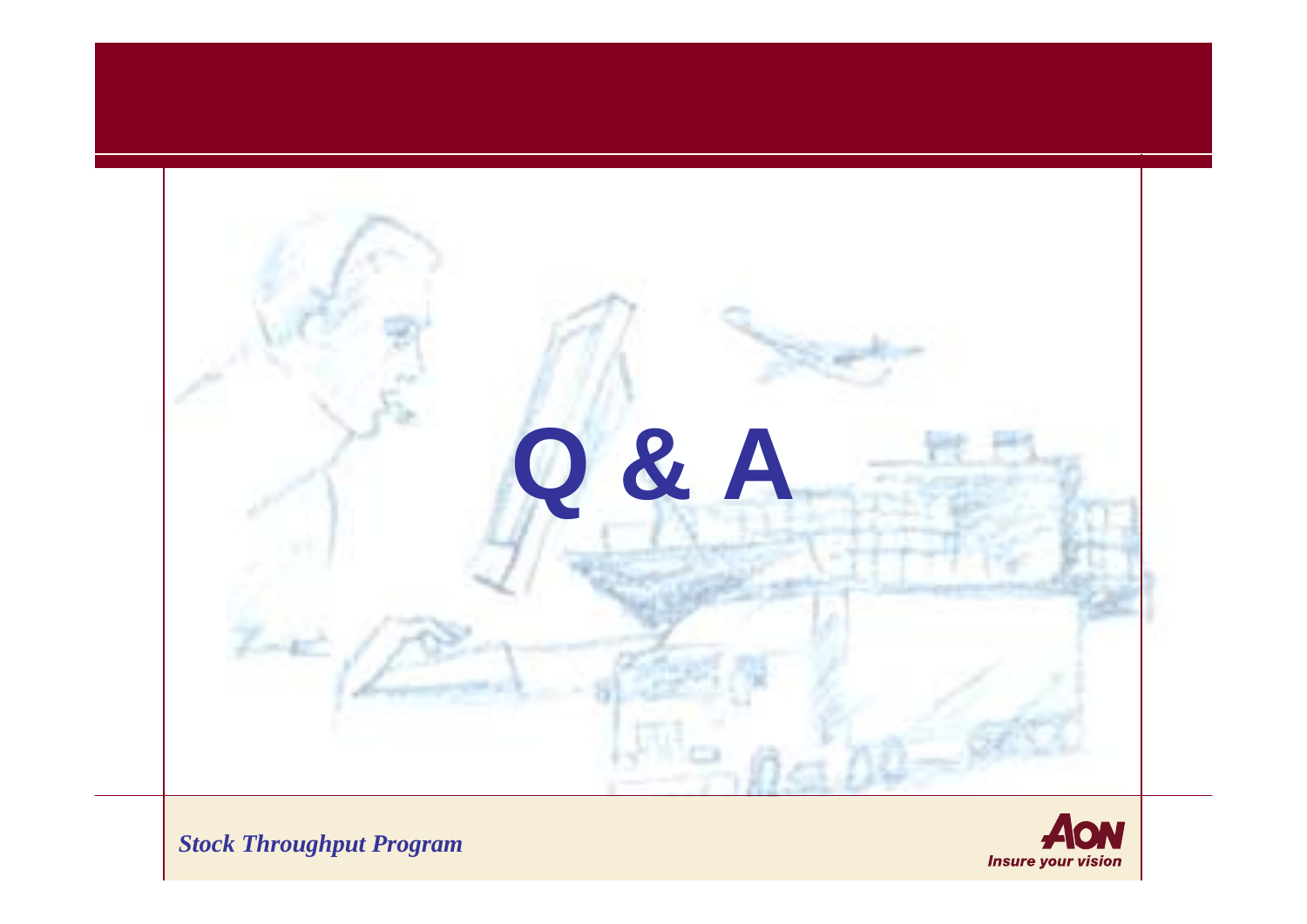# Q & A